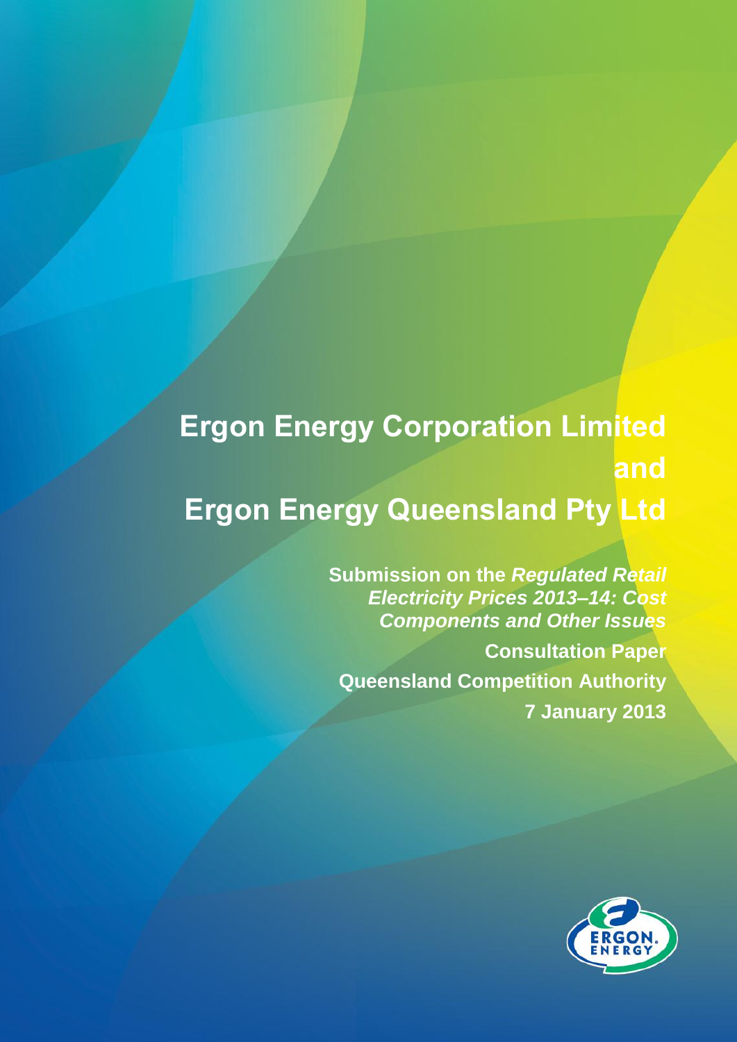# Ergon Energy Corporation Limited
# and
# Ergon Energy Queensland Pty Ltd

**Submission on the *Regulated Retail Electricity Prices 2013–14: Cost Components and Other Issues***

**Consultation Paper**

**Queensland Competition Authority**

**7 January 2013**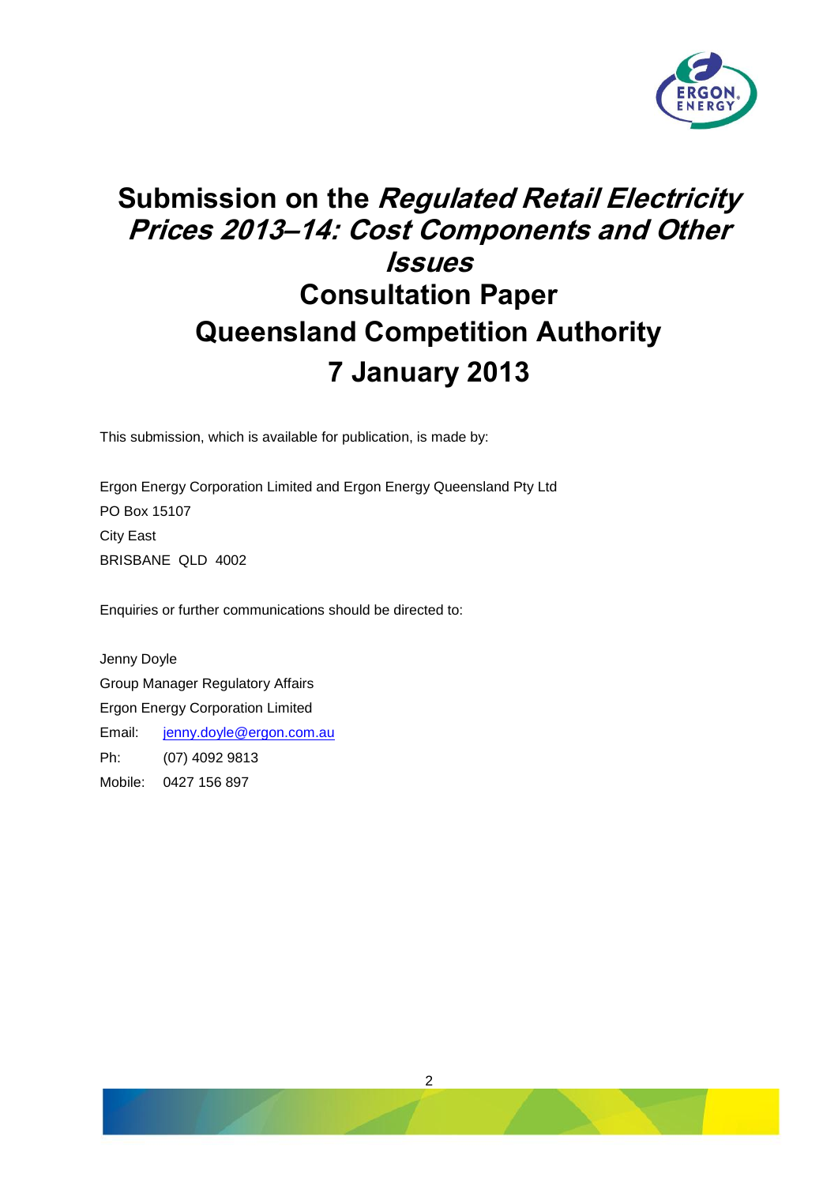# Submission on the *Regulated Retail Electricity Prices 2013–14: Cost Components and Other Issues*
# Consultation Paper
# Queensland Competition Authority
# 7 January 2013

This submission, which is available for publication, is made by:

Ergon Energy Corporation Limited and Ergon Energy Queensland Pty Ltd
PO Box 15107
City East
BRISBANE QLD 4002

Enquiries or further communications should be directed to:

Jenny Doyle
Group Manager Regulatory Affairs
Ergon Energy Corporation Limited
Email: jenny.doyle@ergon.com.au
Ph: (07) 4092 9813
Mobile: 0427 156 897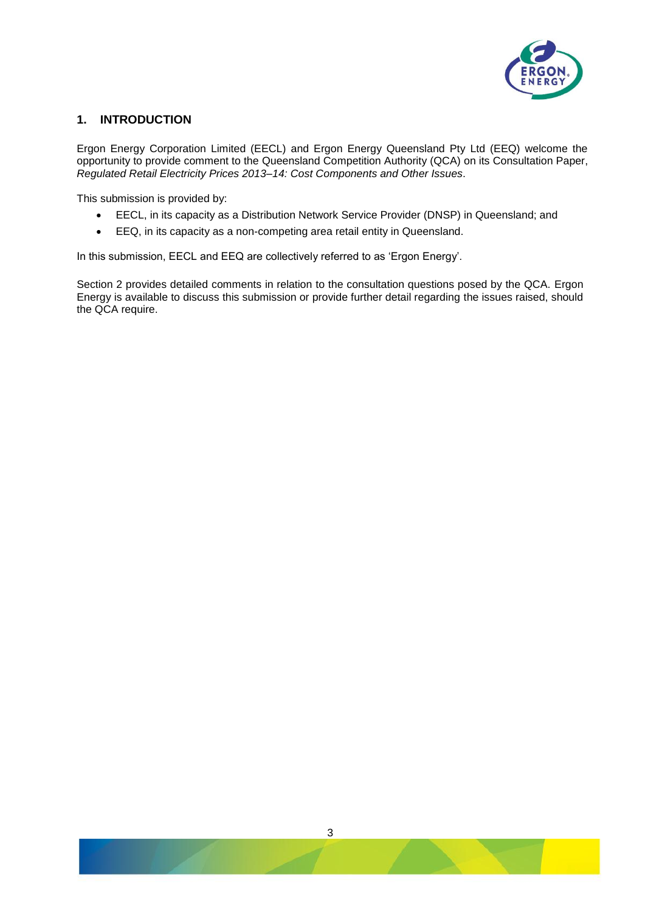## 1. INTRODUCTION

Ergon Energy Corporation Limited (EECL) and Ergon Energy Queensland Pty Ltd (EEQ) welcome the opportunity to provide comment to the Queensland Competition Authority (QCA) on its Consultation Paper, *Regulated Retail Electricity Prices 2013–14: Cost Components and Other Issues*.

This submission is provided by:

- EECL, in its capacity as a Distribution Network Service Provider (DNSP) in Queensland; and
- EEQ, in its capacity as a non-competing area retail entity in Queensland.

In this submission, EECL and EEQ are collectively referred to as 'Ergon Energy'.

Section 2 provides detailed comments in relation to the consultation questions posed by the QCA. Ergon Energy is available to discuss this submission or provide further detail regarding the issues raised, should the QCA require.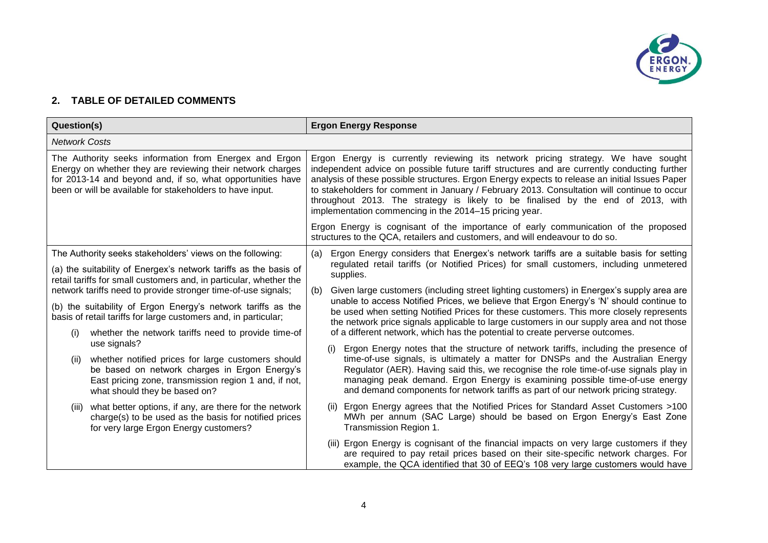## 2. TABLE OF DETAILED COMMENTS

| Question(s) | Ergon Energy Response |
|---|---|
| *Network Costs* | |
| The Authority seeks information from Energex and Ergon Energy on whether they are reviewing their network charges for 2013-14 and beyond and, if so, what opportunities have been or will be available for stakeholders to have input. | Ergon Energy is currently reviewing its network pricing strategy. We have sought independent advice on possible future tariff structures and are currently conducting further analysis of these possible structures. Ergon Energy expects to release an initial Issues Paper to stakeholders for comment in January / February 2013. Consultation will continue to occur throughout 2013. The strategy is likely to be finalised by the end of 2013, with implementation commencing in the 2014–15 pricing year.<br><br>Ergon Energy is cognisant of the importance of early communication of the proposed structures to the QCA, retailers and customers, and will endeavour to do so. |
| The Authority seeks stakeholders' views on the following:<br><br>(a) the suitability of Energex's network tariffs as the basis of retail tariffs for small customers and, in particular, whether the network tariffs need to provide stronger time-of-use signals;<br><br>(b) the suitability of Ergon Energy's network tariffs as the basis of retail tariffs for large customers and, in particular;<br><br>(i) whether the network tariffs need to provide time-of use signals?<br><br>(ii) whether notified prices for large customers should be based on network charges in Ergon Energy's East pricing zone, transmission region 1 and, if not, what should they be based on?<br><br>(iii) what better options, if any, are there for the network charge(s) to be used as the basis for notified prices for very large Ergon Energy customers? | (a) Ergon Energy considers that Energex's network tariffs are a suitable basis for setting regulated retail tariffs (or Notified Prices) for small customers, including unmetered supplies.<br><br>(b) Given large customers (including street lighting customers) in Energex's supply area are unable to access Notified Prices, we believe that Ergon Energy's 'N' should continue to be used when setting Notified Prices for these customers. This more closely represents the network price signals applicable to large customers in our supply area and not those of a different network, which has the potential to create perverse outcomes.<br><br>(i) Ergon Energy notes that the structure of network tariffs, including the presence of time-of-use signals, is ultimately a matter for DNSPs and the Australian Energy Regulator (AER). Having said this, we recognise the role time-of-use signals play in managing peak demand. Ergon Energy is examining possible time-of-use energy and demand components for network tariffs as part of our network pricing strategy.<br><br>(ii) Ergon Energy agrees that the Notified Prices for Standard Asset Customers >100 MWh per annum (SAC Large) should be based on Ergon Energy's East Zone Transmission Region 1.<br><br>(iii) Ergon Energy is cognisant of the financial impacts on very large customers if they are required to pay retail prices based on their site-specific network charges. For example, the QCA identified that 30 of EEQ's 108 very large customers would have |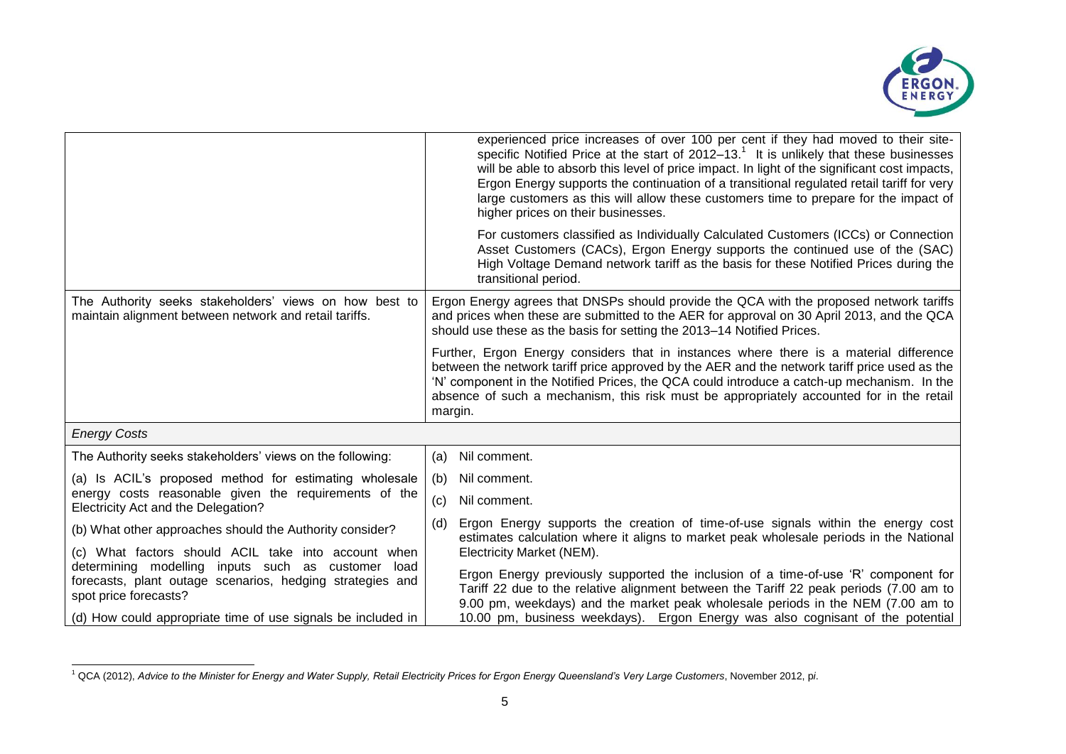| | |
|---|---|
| | experienced price increases of over 100 per cent if they had moved to their site-specific Notified Price at the start of 2012–13.[1] It is unlikely that these businesses will be able to absorb this level of price impact. In light of the significant cost impacts, Ergon Energy supports the continuation of a transitional regulated retail tariff for very large customers as this will allow these customers time to prepare for the impact of higher prices on their businesses.<br><br>For customers classified as Individually Calculated Customers (ICCs) or Connection Asset Customers (CACs), Ergon Energy supports the continued use of the (SAC) High Voltage Demand network tariff as the basis for these Notified Prices during the transitional period. |
| The Authority seeks stakeholders' views on how best to maintain alignment between network and retail tariffs. | Ergon Energy agrees that DNSPs should provide the QCA with the proposed network tariffs and prices when these are submitted to the AER for approval on 30 April 2013, and the QCA should use these as the basis for setting the 2013–14 Notified Prices.<br><br>Further, Ergon Energy considers that in instances where there is a material difference between the network tariff price approved by the AER and the network tariff price used as the 'N' component in the Notified Prices, the QCA could introduce a catch-up mechanism. In the absence of such a mechanism, this risk must be appropriately accounted for in the retail margin. |
| *Energy Costs* | |
| The Authority seeks stakeholders' views on the following:<br><br>(a) Is ACIL's proposed method for estimating wholesale energy costs reasonable given the requirements of the Electricity Act and the Delegation?<br><br>(b) What other approaches should the Authority consider?<br><br>(c) What factors should ACIL take into account when determining modelling inputs such as customer load forecasts, plant outage scenarios, hedging strategies and spot price forecasts?<br><br>(d) How could appropriate time of use signals be included in | (a) Nil comment.<br><br>(b) Nil comment.<br><br>(c) Nil comment.<br><br>(d) Ergon Energy supports the creation of time-of-use signals within the energy cost estimates calculation where it aligns to market peak wholesale periods in the National Electricity Market (NEM).<br><br>Ergon Energy previously supported the inclusion of a time-of-use 'R' component for Tariff 22 due to the relative alignment between the Tariff 22 peak periods (7.00 am to 9.00 pm, weekdays) and the market peak wholesale periods in the NEM (7.00 am to 10.00 pm, business weekdays). Ergon Energy was also cognisant of the potential |

[1] QCA (2012), *Advice to the Minister for Energy and Water Supply, Retail Electricity Prices for Ergon Energy Queensland's Very Large Customers*, November 2012, pi.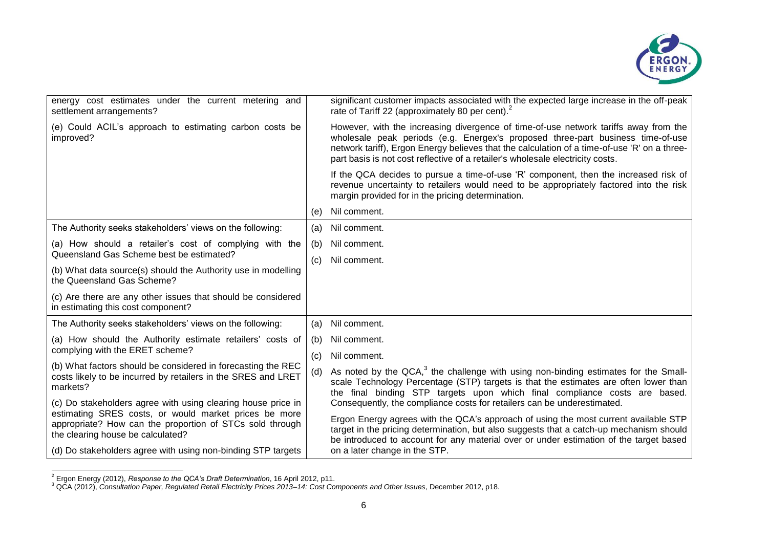| | |
|---|---|
| energy cost estimates under the current metering and settlement arrangements?<br><br>(e) Could ACIL's approach to estimating carbon costs be improved? | significant customer impacts associated with the expected large increase in the off-peak rate of Tariff 22 (approximately 80 per cent).[2]<br><br>However, with the increasing divergence of time-of-use network tariffs away from the wholesale peak periods (e.g. Energex's proposed three-part business time-of-use network tariff), Ergon Energy believes that the calculation of a time-of-use 'R' on a three-part basis is not cost reflective of a retailer's wholesale electricity costs.<br><br>If the QCA decides to pursue a time-of-use 'R' component, then the increased risk of revenue uncertainty to retailers would need to be appropriately factored into the risk margin provided for in the pricing determination.<br><br>(e) Nil comment. |
| The Authority seeks stakeholders' views on the following:<br><br>(a) How should a retailer's cost of complying with the Queensland Gas Scheme best be estimated?<br><br>(b) What data source(s) should the Authority use in modelling the Queensland Gas Scheme?<br><br>(c) Are there are any other issues that should be considered in estimating this cost component? | (a) Nil comment.<br><br>(b) Nil comment.<br><br>(c) Nil comment. |
| The Authority seeks stakeholders' views on the following:<br><br>(a) How should the Authority estimate retailers' costs of complying with the ERET scheme?<br><br>(b) What factors should be considered in forecasting the REC costs likely to be incurred by retailers in the SRES and LRET markets?<br><br>(c) Do stakeholders agree with using clearing house price in estimating SRES costs, or would market prices be more appropriate? How can the proportion of STCs sold through the clearing house be calculated?<br><br>(d) Do stakeholders agree with using non-binding STP targets | (a) Nil comment.<br><br>(b) Nil comment.<br><br>(c) Nil comment.<br><br>(d) As noted by the QCA,[3] the challenge with using non-binding estimates for the Small-scale Technology Percentage (STP) targets is that the estimates are often lower than the final binding STP targets upon which final compliance costs are based. Consequently, the compliance costs for retailers can be underestimated.<br><br>Ergon Energy agrees with the QCA's approach of using the most current available STP target in the pricing determination, but also suggests that a catch-up mechanism should be introduced to account for any material over or under estimation of the target based on a later change in the STP. |

[2] Ergon Energy (2012), *Response to the QCA's Draft Determination*, 16 April 2012, p11.

[3] QCA (2012), *Consultation Paper, Regulated Retail Electricity Prices 2013–14: Cost Components and Other Issues*, December 2012, p18.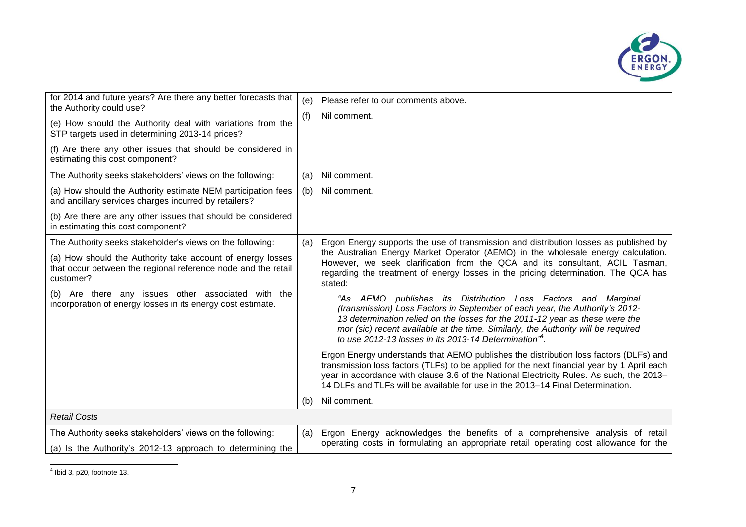| | |
|---|---|
| for 2014 and future years? Are there any better forecasts that the Authority could use?<br><br>(e) How should the Authority deal with variations from the STP targets used in determining 2013-14 prices?<br><br>(f) Are there any other issues that should be considered in estimating this cost component? | (e) Please refer to our comments above.<br><br>(f) Nil comment. |
| The Authority seeks stakeholders' views on the following:<br><br>(a) How should the Authority estimate NEM participation fees and ancillary services charges incurred by retailers?<br><br>(b) Are there are any other issues that should be considered in estimating this cost component? | (a) Nil comment.<br><br>(b) Nil comment. |
| The Authority seeks stakeholder's views on the following:<br><br>(a) How should the Authority take account of energy losses that occur between the regional reference node and the retail customer?<br><br>(b) Are there any issues other associated with the incorporation of energy losses in its energy cost estimate. | (a) Ergon Energy supports the use of transmission and distribution losses as published by the Australian Energy Market Operator (AEMO) in the wholesale energy calculation. However, we seek clarification from the QCA and its consultant, ACIL Tasman, regarding the treatment of energy losses in the pricing determination. The QCA has stated:<br><br>*"As AEMO publishes its Distribution Loss Factors and Marginal (transmission) Loss Factors in September of each year, the Authority's 2012-13 determination relied on the losses for the 2011-12 year as these were the mor (sic) recent available at the time. Similarly, the Authority will be required to use 2012-13 losses in its 2013-14 Determination"*[4].<br><br>Ergon Energy understands that AEMO publishes the distribution loss factors (DLFs) and transmission loss factors (TLFs) to be applied for the next financial year by 1 April each year in accordance with clause 3.6 of the National Electricity Rules. As such, the 2013–14 DLFs and TLFs will be available for use in the 2013–14 Final Determination.<br><br>(b) Nil comment. |
| *Retail Costs* | |
| The Authority seeks stakeholders' views on the following:<br><br>(a) Is the Authority's 2012-13 approach to determining the | (a) Ergon Energy acknowledges the benefits of a comprehensive analysis of retail operating costs in formulating an appropriate retail operating cost allowance for the |

[4] Ibid 3, p20, footnote 13.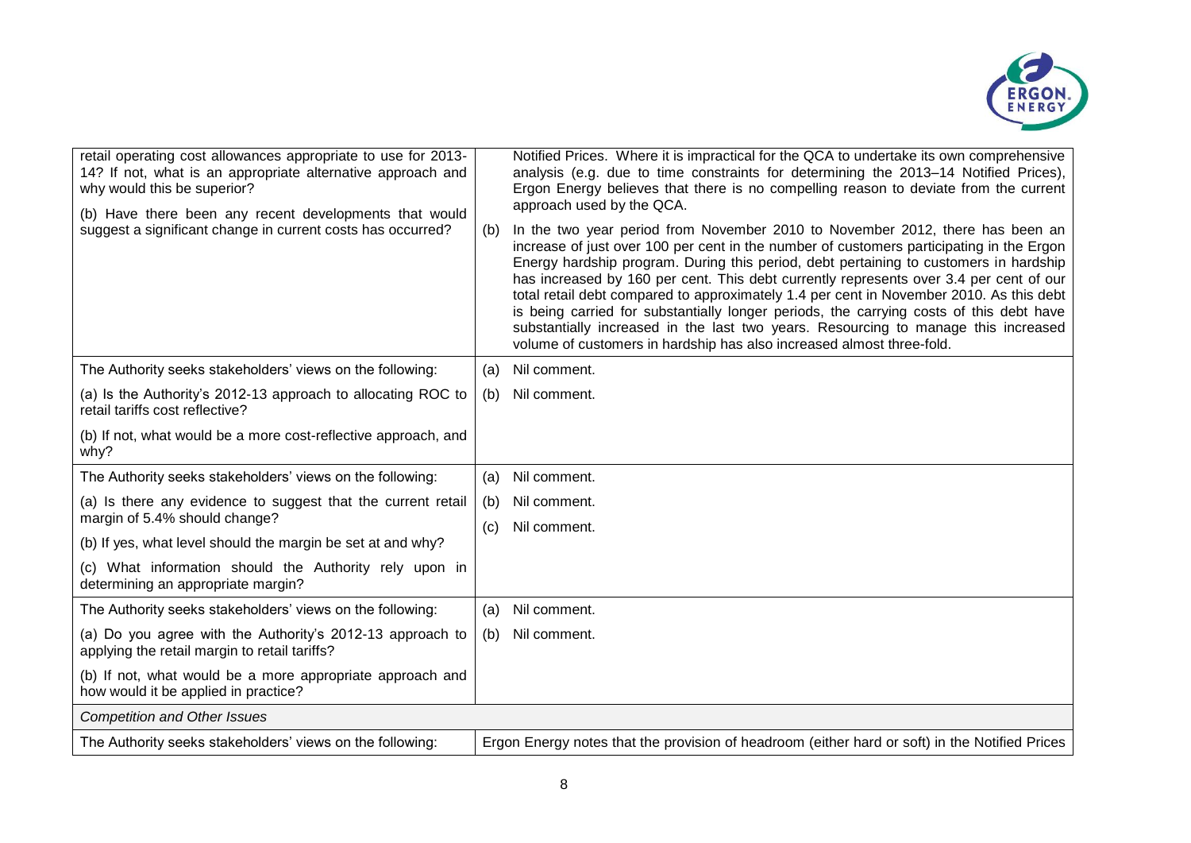| | |
|---|---|
| retail operating cost allowances appropriate to use for 2013-14? If not, what is an appropriate alternative approach and why would this be superior?<br><br>(b) Have there been any recent developments that would suggest a significant change in current costs has occurred? | Notified Prices. Where it is impractical for the QCA to undertake its own comprehensive analysis (e.g. due to time constraints for determining the 2013–14 Notified Prices), Ergon Energy believes that there is no compelling reason to deviate from the current approach used by the QCA.<br><br>(b) In the two year period from November 2010 to November 2012, there has been an increase of just over 100 per cent in the number of customers participating in the Ergon Energy hardship program. During this period, debt pertaining to customers in hardship has increased by 160 per cent. This debt currently represents over 3.4 per cent of our total retail debt compared to approximately 1.4 per cent in November 2010. As this debt is being carried for substantially longer periods, the carrying costs of this debt have substantially increased in the last two years. Resourcing to manage this increased volume of customers in hardship has also increased almost three-fold. |
| The Authority seeks stakeholders' views on the following:<br><br>(a) Is the Authority's 2012-13 approach to allocating ROC to retail tariffs cost reflective?<br><br>(b) If not, what would be a more cost-reflective approach, and why? | (a) Nil comment.<br><br>(b) Nil comment. |
| The Authority seeks stakeholders' views on the following:<br><br>(a) Is there any evidence to suggest that the current retail margin of 5.4% should change?<br><br>(b) If yes, what level should the margin be set at and why?<br><br>(c) What information should the Authority rely upon in determining an appropriate margin? | (a) Nil comment.<br><br>(b) Nil comment.<br><br>(c) Nil comment. |
| The Authority seeks stakeholders' views on the following:<br><br>(a) Do you agree with the Authority's 2012-13 approach to applying the retail margin to retail tariffs?<br><br>(b) If not, what would be a more appropriate approach and how would it be applied in practice? | (a) Nil comment.<br><br>(b) Nil comment. |
| *Competition and Other Issues* | |
| The Authority seeks stakeholders' views on the following: | Ergon Energy notes that the provision of headroom (either hard or soft) in the Notified Prices |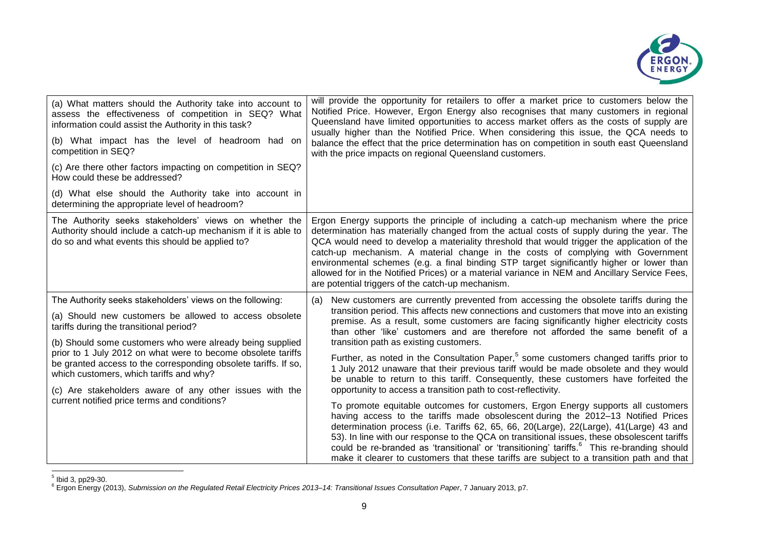| | |
|---|---|
| (a) What matters should the Authority take into account to assess the effectiveness of competition in SEQ? What information could assist the Authority in this task?<br><br>(b) What impact has the level of headroom had on competition in SEQ?<br><br>(c) Are there other factors impacting on competition in SEQ? How could these be addressed?<br><br>(d) What else should the Authority take into account in determining the appropriate level of headroom? | will provide the opportunity for retailers to offer a market price to customers below the Notified Price. However, Ergon Energy also recognises that many customers in regional Queensland have limited opportunities to access market offers as the costs of supply are usually higher than the Notified Price. When considering this issue, the QCA needs to balance the effect that the price determination has on competition in south east Queensland with the price impacts on regional Queensland customers. |
| The Authority seeks stakeholders' views on whether the Authority should include a catch-up mechanism if it is able to do so and what events this should be applied to? | Ergon Energy supports the principle of including a catch-up mechanism where the price determination has materially changed from the actual costs of supply during the year. The QCA would need to develop a materiality threshold that would trigger the application of the catch-up mechanism. A material change in the costs of complying with Government environmental schemes (e.g. a final binding STP target significantly higher or lower than allowed for in the Notified Prices) or a material variance in NEM and Ancillary Service Fees, are potential triggers of the catch-up mechanism. |
| The Authority seeks stakeholders' views on the following:<br><br>(a) Should new customers be allowed to access obsolete tariffs during the transitional period?<br><br>(b) Should some customers who were already being supplied prior to 1 July 2012 on what were to become obsolete tariffs be granted access to the corresponding obsolete tariffs. If so, which customers, which tariffs and why?<br><br>(c) Are stakeholders aware of any other issues with the current notified price terms and conditions? | (a) New customers are currently prevented from accessing the obsolete tariffs during the transition period. This affects new connections and customers that move into an existing premise. As a result, some customers are facing significantly higher electricity costs than other 'like' customers and are therefore not afforded the same benefit of a transition path as existing customers.<br><br>Further, as noted in the Consultation Paper,[5] some customers changed tariffs prior to 1 July 2012 unaware that their previous tariff would be made obsolete and they would be unable to return to this tariff. Consequently, these customers have forfeited the opportunity to access a transition path to cost-reflectivity.<br><br>To promote equitable outcomes for customers, Ergon Energy supports all customers having access to the tariffs made obsolescent during the 2012–13 Notified Prices determination process (i.e. Tariffs 62, 65, 66, 20(Large), 22(Large), 41(Large) 43 and 53). In line with our response to the QCA on transitional issues, these obsolescent tariffs could be re-branded as 'transitional' or 'transitioning' tariffs.[6] This re-branding should make it clearer to customers that these tariffs are subject to a transition path and that |

[5] Ibid 3, pp29-30.

[6] Ergon Energy (2013), *Submission on the Regulated Retail Electricity Prices 2013–14: Transitional Issues Consultation Paper*, 7 January 2013, p7.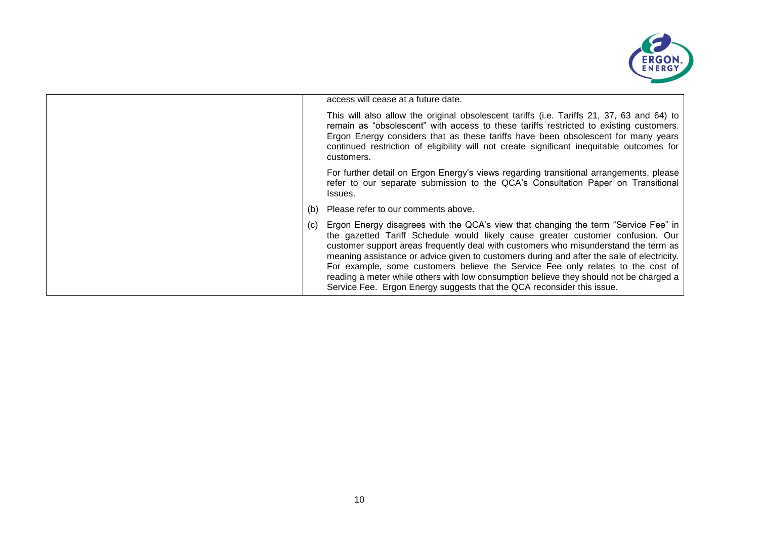| | |
|---|---|
| | access will cease at a future date.<br><br>This will also allow the original obsolescent tariffs (i.e. Tariffs 21, 37, 63 and 64) to remain as "obsolescent" with access to these tariffs restricted to existing customers. Ergon Energy considers that as these tariffs have been obsolescent for many years continued restriction of eligibility will not create significant inequitable outcomes for customers.<br><br>For further detail on Ergon Energy's views regarding transitional arrangements, please refer to our separate submission to the QCA's Consultation Paper on Transitional Issues.<br><br>(b) Please refer to our comments above.<br><br>(c) Ergon Energy disagrees with the QCA's view that changing the term "Service Fee" in the gazetted Tariff Schedule would likely cause greater customer confusion. Our customer support areas frequently deal with customers who misunderstand the term as meaning assistance or advice given to customers during and after the sale of electricity. For example, some customers believe the Service Fee only relates to the cost of reading a meter while others with low consumption believe they should not be charged a Service Fee. Ergon Energy suggests that the QCA reconsider this issue. |